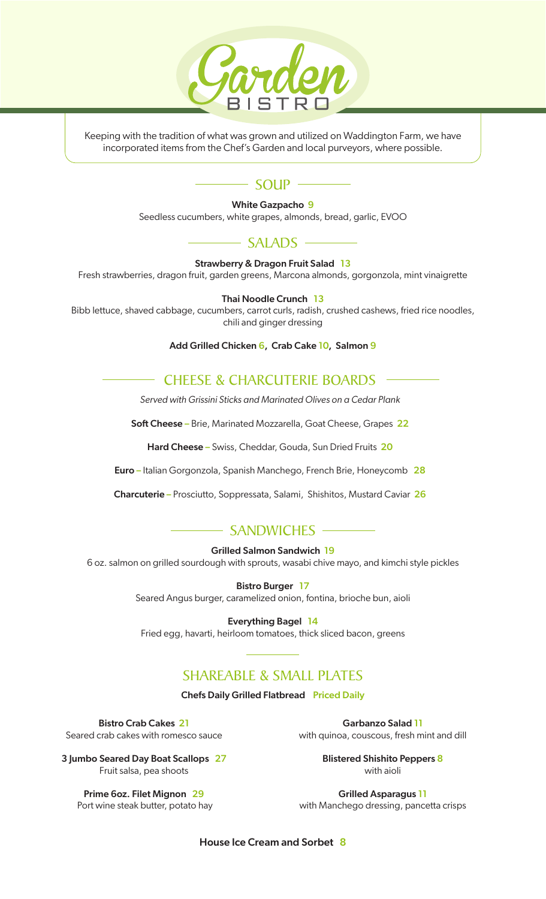# Garden BISTRO

Keeping with the tradition of what was grown and utilized on Waddington Farm, we have incorporated items from the Chef's Garden and local purveyors, where possible.

## SOUP

**White Gazpacho** 9
Seedless cucumbers, white grapes, almonds, bread, garlic, EVOO

## SALADS

**Strawberry & Dragon Fruit Salad** 13
Fresh strawberries, dragon fruit, garden greens, Marcona almonds, gorgonzola, mint vinaigrette

**Thai Noodle Crunch** 13
Bibb lettuce, shaved cabbage, cucumbers, carrot curls, radish, crushed cashews, fried rice noodles, chili and ginger dressing

**Add Grilled Chicken 6, Crab Cake 10, Salmon 9**

## CHEESE & CHARCUTERIE BOARDS

*Served with Grissini Sticks and Marinated Olives on a Cedar Plank*

**Soft Cheese** – Brie, Marinated Mozzarella, Goat Cheese, Grapes 22

**Hard Cheese** – Swiss, Cheddar, Gouda, Sun Dried Fruits 20

**Euro** – Italian Gorgonzola, Spanish Manchego, French Brie, Honeycomb 28

**Charcuterie** – Prosciutto, Soppressata, Salami, Shishitos, Mustard Caviar 26

## SANDWICHES

**Grilled Salmon Sandwich** 19
6 oz. salmon on grilled sourdough with sprouts, wasabi chive mayo, and kimchi style pickles

**Bistro Burger** 17
Seared Angus burger, caramelized onion, fontina, brioche bun, aioli

**Everything Bagel** 14
Fried egg, havarti, heirloom tomatoes, thick sliced bacon, greens

## SHAREABLE & SMALL PLATES

**Chefs Daily Grilled Flatbread** Priced Daily

**Bistro Crab Cakes** 21
Seared crab cakes with romesco sauce

**3 Jumbo Seared Day Boat Scallops** 27
Fruit salsa, pea shoots

**Prime 6oz. Filet Mignon** 29
Port wine steak butter, potato hay

**Garbanzo Salad** 11
with quinoa, couscous, fresh mint and dill

**Blistered Shishito Peppers** 8
with aioli

**Grilled Asparagus** 11
with Manchego dressing, pancetta crisps

**House Ice Cream and Sorbet** 8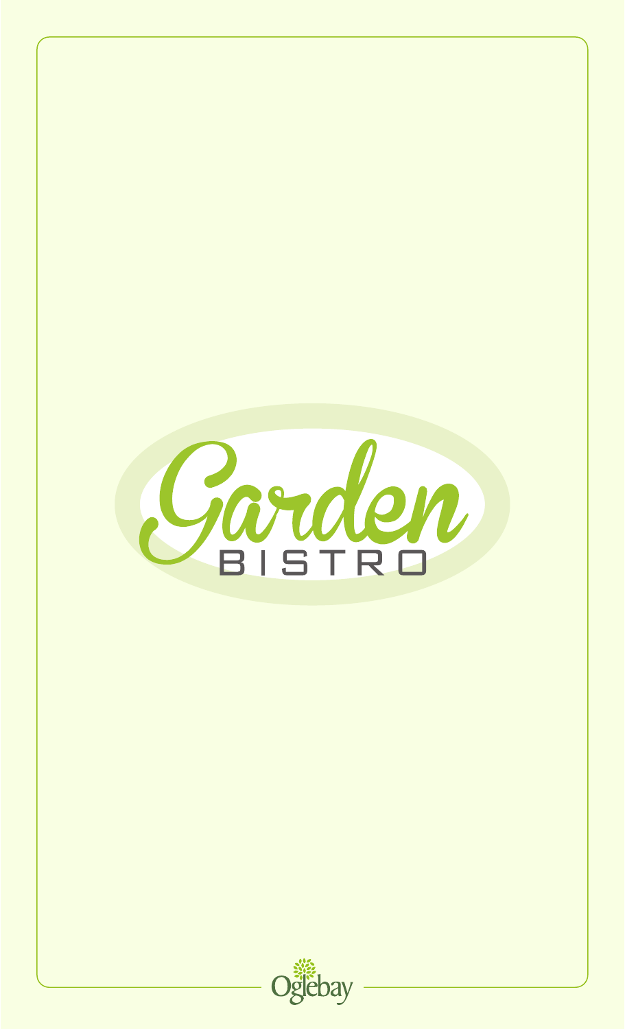# Garden BISTRO

Oglebay